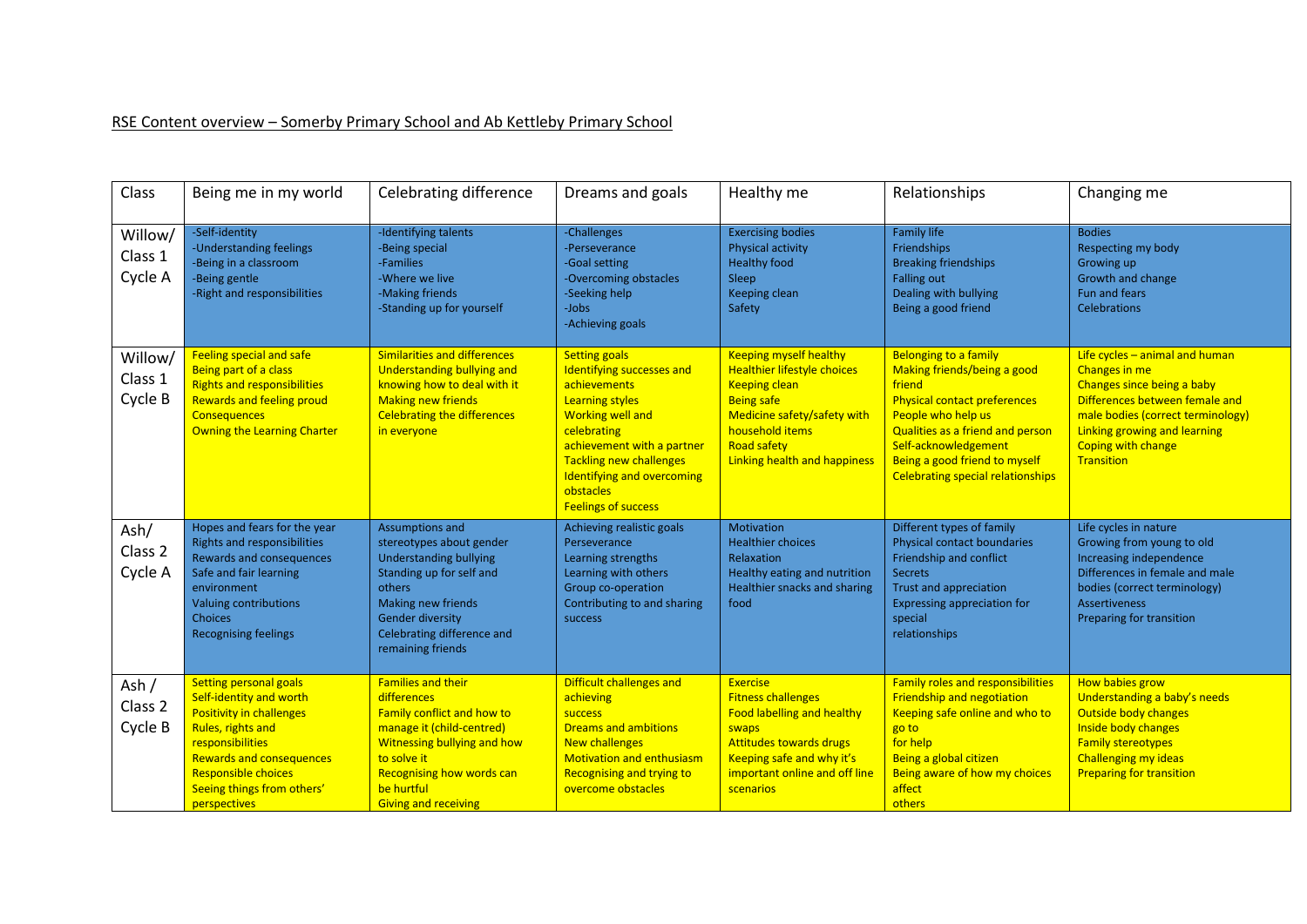RSE Content overview – Somerby Primary School and Ab Kettleby Primary School

| Class | Being me in my world | Celebrating difference | Dreams and goals | Healthy me | Relationships | Changing me |
|---|---|---|---|---|---|---|
| Willow/ Class 1 Cycle A | -Self-identity<br>-Understanding feelings<br>-Being in a classroom<br>-Being gentle<br>-Right and responsibilities | -Identifying talents<br>-Being special<br>-Families<br>-Where we live<br>-Making friends<br>-Standing up for yourself | -Challenges<br>-Perseverance<br>-Goal setting<br>-Overcoming obstacles<br>-Seeking help<br>-Jobs<br>-Achieving goals | Exercising bodies<br>Physical activity<br>Healthy food<br>Sleep<br>Keeping clean<br>Safety | Family life<br>Friendships<br>Breaking friendships<br>Falling out<br>Dealing with bullying<br>Being a good friend | Bodies<br>Respecting my body<br>Growing up<br>Growth and change<br>Fun and fears<br>Celebrations |
| Willow/ Class 1 Cycle B | Feeling special and safe<br>Being part of a class<br>Rights and responsibilities<br>Rewards and feeling proud<br>Consequences<br>Owning the Learning Charter | Similarities and differences<br>Understanding bullying and knowing how to deal with it<br>Making new friends<br>Celebrating the differences in everyone | Setting goals<br>Identifying successes and achievements<br>Learning styles<br>Working well and celebrating achievement with a partner<br>Tackling new challenges<br>Identifying and overcoming obstacles<br>Feelings of success | Keeping myself healthy<br>Healthier lifestyle choices<br>Keeping clean<br>Being safe<br>Medicine safety/safety with household items<br>Road safety<br>Linking health and happiness | Belonging to a family<br>Making friends/being a good friend<br>Physical contact preferences<br>People who help us<br>Qualities as a friend and person<br>Self-acknowledgement<br>Being a good friend to myself<br>Celebrating special relationships | Life cycles – animal and human<br>Changes in me<br>Changes since being a baby<br>Differences between female and male bodies (correct terminology)<br>Linking growing and learning<br>Coping with change<br>Transition |
| Ash/ Class 2 Cycle A | Hopes and fears for the year<br>Rights and responsibilities<br>Rewards and consequences<br>Safe and fair learning environment<br>Valuing contributions<br>Choices<br>Recognising feelings | Assumptions and stereotypes about gender<br>Understanding bullying<br>Standing up for self and others<br>Making new friends<br>Gender diversity<br>Celebrating difference and remaining friends | Achieving realistic goals<br>Perseverance<br>Learning strengths<br>Learning with others<br>Group co-operation<br>Contributing to and sharing success | Motivation<br>Healthier choices<br>Relaxation<br>Healthy eating and nutrition<br>Healthier snacks and sharing food | Different types of family<br>Physical contact boundaries<br>Friendship and conflict<br>Secrets<br>Trust and appreciation<br>Expressing appreciation for special relationships | Life cycles in nature<br>Growing from young to old<br>Increasing independence<br>Differences in female and male bodies (correct terminology)<br>Assertiveness<br>Preparing for transition |
| Ash / Class 2 Cycle B | Setting personal goals<br>Self-identity and worth<br>Positivity in challenges<br>Rules, rights and responsibilities<br>Rewards and consequences<br>Responsible choices<br>Seeing things from others' perspectives | Families and their differences<br>Family conflict and how to manage it (child-centred)<br>Witnessing bullying and how to solve it<br>Recognising how words can be hurtful<br>Giving and receiving | Difficult challenges and achieving success<br>Dreams and ambitions<br>New challenges<br>Motivation and enthusiasm<br>Recognising and trying to overcome obstacles | Exercise<br>Fitness challenges<br>Food labelling and healthy swaps<br>Attitudes towards drugs<br>Keeping safe and why it's important online and off line scenarios | Family roles and responsibilities<br>Friendship and negotiation<br>Keeping safe online and who to go to for help<br>Being a global citizen<br>Being aware of how my choices affect others | How babies grow<br>Understanding a baby's needs<br>Outside body changes<br>Inside body changes<br>Family stereotypes<br>Challenging my ideas<br>Preparing for transition |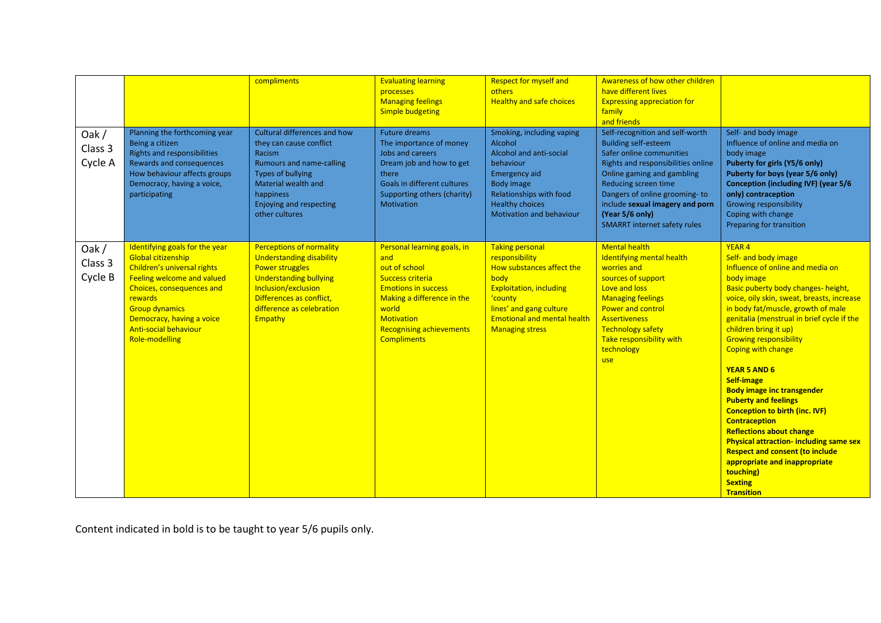| | | | | | | |
|---|---|---|---|---|---|---|
| | | compliments | Evaluating learning processes<br>Managing feelings<br>Simple budgeting | Respect for myself and others<br>Healthy and safe choices | Awareness of how other children have different lives<br>Expressing appreciation for family and friends | |
| Oak / Class 3 Cycle A | Planning the forthcoming year<br>Being a citizen<br>Rights and responsibilities<br>Rewards and consequences<br>How behaviour affects groups<br>Democracy, having a voice, participating | Cultural differences and how they can cause conflict<br>Racism<br>Rumours and name-calling<br>Types of bullying<br>Material wealth and happiness<br>Enjoying and respecting other cultures | Future dreams<br>The importance of money<br>Jobs and careers<br>Dream job and how to get there<br>Goals in different cultures<br>Supporting others (charity)<br>Motivation | Smoking, including vaping<br>Alcohol<br>Alcohol and anti-social behaviour<br>Emergency aid<br>Body image<br>Relationships with food<br>Healthy choices<br>Motivation and behaviour | Self-recognition and self-worth<br>Building self-esteem<br>Safer online communities<br>Rights and responsibilities online<br>Online gaming and gambling<br>Reducing screen time<br>Dangers of online grooming- to include **sexual imagery and porn (Year 5/6 only)**<br>SMARRT internet safety rules | Self- and body image<br>Influence of online and media on body image<br>**Puberty for girls (Y5/6 only)**<br>**Puberty for boys (year 5/6 only)**<br>**Conception (including IVF) (year 5/6 only) contraception**<br>Growing responsibility<br>Coping with change<br>Preparing for transition |
| Oak / Class 3 Cycle B | Identifying goals for the year<br>Global citizenship<br>Children's universal rights<br>Feeling welcome and valued<br>Choices, consequences and rewards<br>Group dynamics<br>Democracy, having a voice<br>Anti-social behaviour<br>Role-modelling | Perceptions of normality<br>Understanding disability<br>Power struggles<br>Understanding bullying<br>Inclusion/exclusion<br>Differences as conflict, difference as celebration<br>Empathy | Personal learning goals, in and out of school<br>Success criteria<br>Emotions in success<br>Making a difference in the world<br>Motivation<br>Recognising achievements<br>Compliments | Taking personal responsibility<br>How substances affect the body<br>Exploitation, including 'county lines' and gang culture<br>Emotional and mental health<br>Managing stress | Mental health<br>Identifying mental health worries and sources of support<br>Love and loss<br>Managing feelings<br>Power and control<br>Assertiveness<br>Technology safety<br>Take responsibility with technology use | YEAR 4<br>Self- and body image<br>Influence of online and media on body image<br>Basic puberty body changes- height, voice, oily skin, sweat, breasts, increase in body fat/muscle, growth of male genitalia (menstrual in brief cycle if the children bring it up)<br>Growing responsibility<br>Coping with change<br><br>**YEAR 5 AND 6**<br>**Self-image**<br>**Body image inc transgender**<br>**Puberty and feelings**<br>**Conception to birth (inc. IVF)**<br>**Contraception**<br>**Reflections about change**<br>**Physical attraction- including same sex**<br>**Respect and consent (to include appropriate and inappropriate touching)**<br>**Sexting**<br>**Transition** |

Content indicated in bold is to be taught to year 5/6 pupils only.